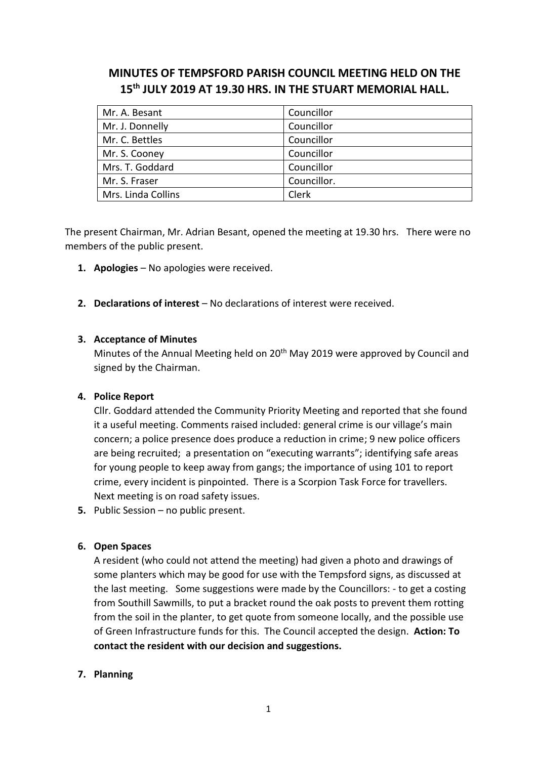# MINUTES OF TEMPSFORD PARISH COUNCIL MEETING HELD ON THE 15th JULY 2019 AT 19.30 HRS. IN THE STUART MEMORIAL HALL.

| | |
|---|---|
| Mr. A. Besant | Councillor |
| Mr. J. Donnelly | Councillor |
| Mr. C. Bettles | Councillor |
| Mr. S. Cooney | Councillor |
| Mrs. T. Goddard | Councillor |
| Mr. S. Fraser | Councillor. |
| Mrs. Linda Collins | Clerk |

The present Chairman, Mr. Adrian Besant, opened the meeting at 19.30 hrs. There were no members of the public present.

1. **Apologies** – No apologies were received.

2. **Declarations of interest** – No declarations of interest were received.

3. **Acceptance of Minutes**
   Minutes of the Annual Meeting held on 20th May 2019 were approved by Council and signed by the Chairman.

4. **Police Report**
   Cllr. Goddard attended the Community Priority Meeting and reported that she found it a useful meeting. Comments raised included: general crime is our village's main concern; a police presence does produce a reduction in crime; 9 new police officers are being recruited; a presentation on "executing warrants"; identifying safe areas for young people to keep away from gangs; the importance of using 101 to report crime, every incident is pinpointed. There is a Scorpion Task Force for travellers. Next meeting is on road safety issues.

5. Public Session – no public present.

6. **Open Spaces**
   A resident (who could not attend the meeting) had given a photo and drawings of some planters which may be good for use with the Tempsford signs, as discussed at the last meeting. Some suggestions were made by the Councillors: - to get a costing from Southill Sawmills, to put a bracket round the oak posts to prevent them rotting from the soil in the planter, to get quote from someone locally, and the possible use of Green Infrastructure funds for this. The Council accepted the design. **Action: To contact the resident with our decision and suggestions.**

7. **Planning**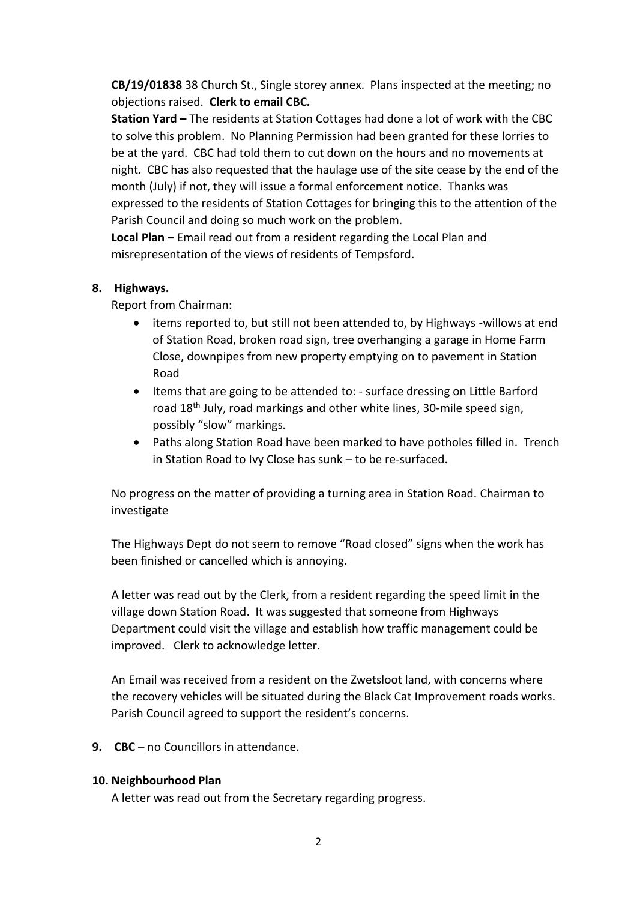**CB/19/01838** 38 Church St., Single storey annex. Plans inspected at the meeting; no objections raised. **Clerk to email CBC.**

**Station Yard –** The residents at Station Cottages had done a lot of work with the CBC to solve this problem. No Planning Permission had been granted for these lorries to be at the yard. CBC had told them to cut down on the hours and no movements at night. CBC has also requested that the haulage use of the site cease by the end of the month (July) if not, they will issue a formal enforcement notice. Thanks was expressed to the residents of Station Cottages for bringing this to the attention of the Parish Council and doing so much work on the problem.

**Local Plan –** Email read out from a resident regarding the Local Plan and misrepresentation of the views of residents of Tempsford.

**8. Highways.**

Report from Chairman:

- items reported to, but still not been attended to, by Highways -willows at end of Station Road, broken road sign, tree overhanging a garage in Home Farm Close, downpipes from new property emptying on to pavement in Station Road
- Items that are going to be attended to: - surface dressing on Little Barford road 18th July, road markings and other white lines, 30-mile speed sign, possibly "slow" markings.
- Paths along Station Road have been marked to have potholes filled in. Trench in Station Road to Ivy Close has sunk – to be re-surfaced.

No progress on the matter of providing a turning area in Station Road. Chairman to investigate

The Highways Dept do not seem to remove "Road closed" signs when the work has been finished or cancelled which is annoying.

A letter was read out by the Clerk, from a resident regarding the speed limit in the village down Station Road. It was suggested that someone from Highways Department could visit the village and establish how traffic management could be improved. Clerk to acknowledge letter.

An Email was received from a resident on the Zwetsloot land, with concerns where the recovery vehicles will be situated during the Black Cat Improvement roads works. Parish Council agreed to support the resident's concerns.

**9. CBC** – no Councillors in attendance.

**10. Neighbourhood Plan**

A letter was read out from the Secretary regarding progress.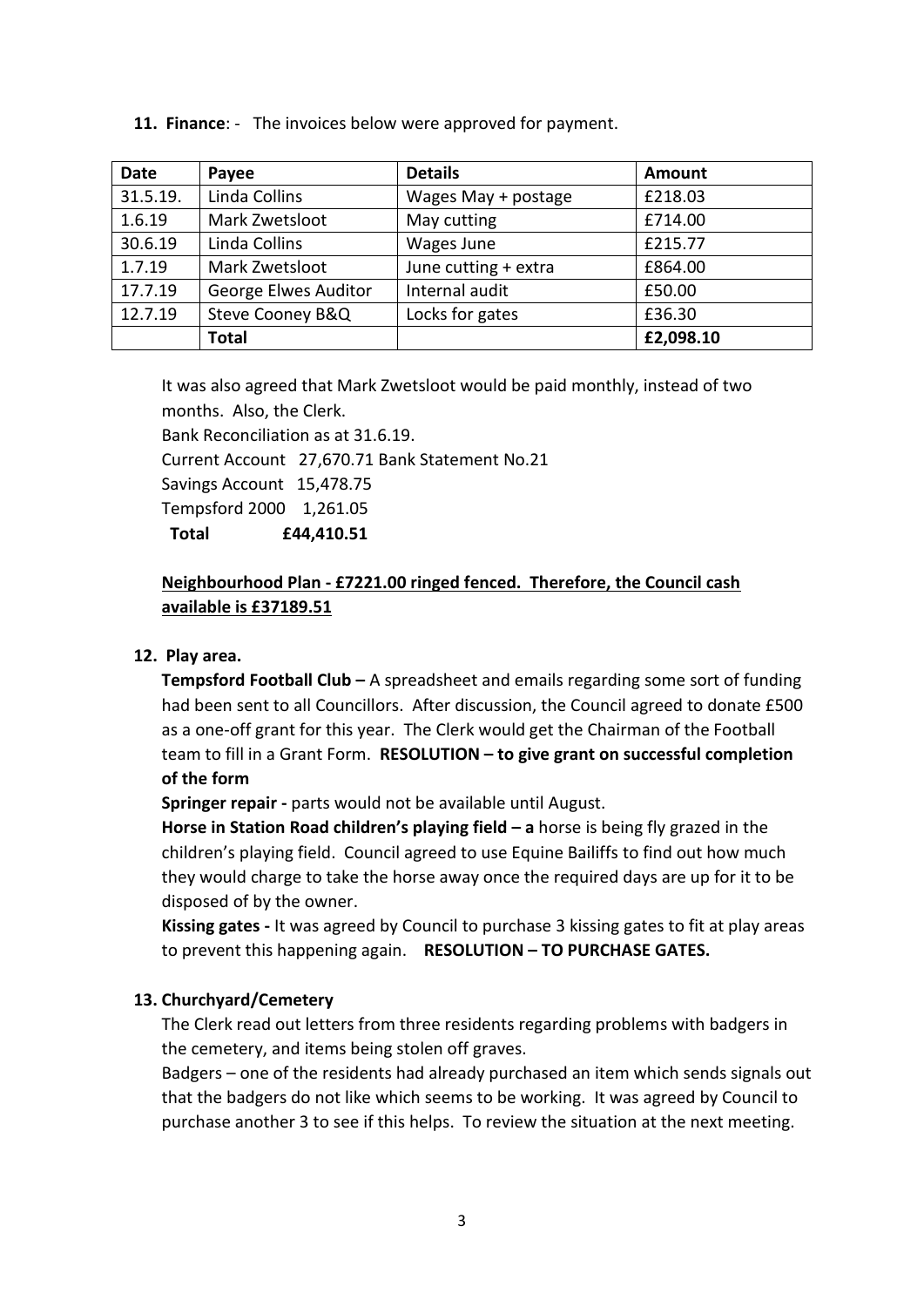**11. Finance**: - The invoices below were approved for payment.

| Date | Payee | Details | Amount |
| --- | --- | --- | --- |
| 31.5.19. | Linda Collins | Wages May + postage | £218.03 |
| 1.6.19 | Mark Zwetsloot | May cutting | £714.00 |
| 30.6.19 | Linda Collins | Wages June | £215.77 |
| 1.7.19 | Mark Zwetsloot | June cutting + extra | £864.00 |
| 17.7.19 | George Elwes Auditor | Internal audit | £50.00 |
| 12.7.19 | Steve Cooney B&Q | Locks for gates | £36.30 |
| | **Total** | | **£2,098.10** |

It was also agreed that Mark Zwetsloot would be paid monthly, instead of two months. Also, the Clerk.

Bank Reconciliation as at 31.6.19.

Current Account 27,670.71 Bank Statement No.21

Savings Account 15,478.75

Tempsford 2000 1,261.05

**Total £44,410.51**

**Neighbourhood Plan - £7221.00 ringed fenced. Therefore, the Council cash available is £37189.51**

**12. Play area.**

**Tempsford Football Club –** A spreadsheet and emails regarding some sort of funding had been sent to all Councillors. After discussion, the Council agreed to donate £500 as a one-off grant for this year. The Clerk would get the Chairman of the Football team to fill in a Grant Form. **RESOLUTION – to give grant on successful completion of the form**

**Springer repair -** parts would not be available until August.

**Horse in Station Road children's playing field – a** horse is being fly grazed in the children's playing field. Council agreed to use Equine Bailiffs to find out how much they would charge to take the horse away once the required days are up for it to be disposed of by the owner.

**Kissing gates -** It was agreed by Council to purchase 3 kissing gates to fit at play areas to prevent this happening again. **RESOLUTION – TO PURCHASE GATES.**

**13. Churchyard/Cemetery**

The Clerk read out letters from three residents regarding problems with badgers in the cemetery, and items being stolen off graves.

Badgers – one of the residents had already purchased an item which sends signals out that the badgers do not like which seems to be working. It was agreed by Council to purchase another 3 to see if this helps. To review the situation at the next meeting.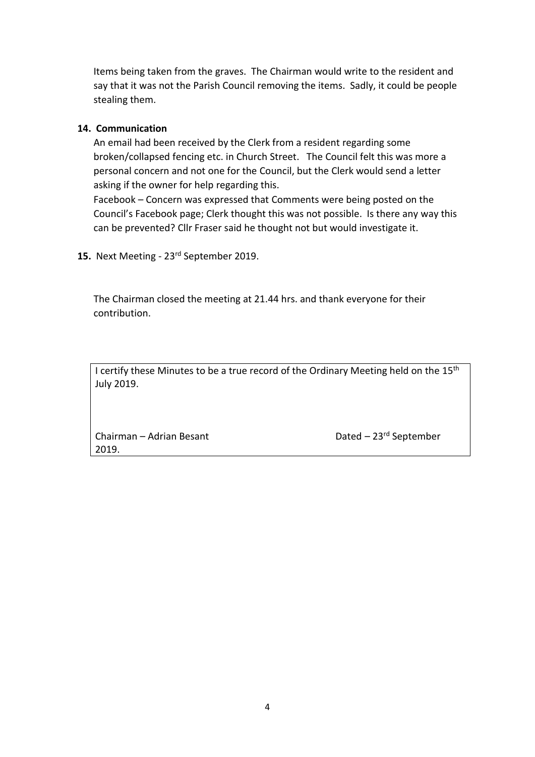Items being taken from the graves. The Chairman would write to the resident and say that it was not the Parish Council removing the items. Sadly, it could be people stealing them.

**14. Communication**

An email had been received by the Clerk from a resident regarding some broken/collapsed fencing etc. in Church Street. The Council felt this was more a personal concern and not one for the Council, but the Clerk would send a letter asking if the owner for help regarding this.

Facebook – Concern was expressed that Comments were being posted on the Council's Facebook page; Clerk thought this was not possible. Is there any way this can be prevented? Cllr Fraser said he thought not but would investigate it.

**15.** Next Meeting - 23rd September 2019.

The Chairman closed the meeting at 21.44 hrs. and thank everyone for their contribution.

I certify these Minutes to be a true record of the Ordinary Meeting held on the 15th July 2019.

Chairman – Adrian Besant Dated – 23rd September 2019.